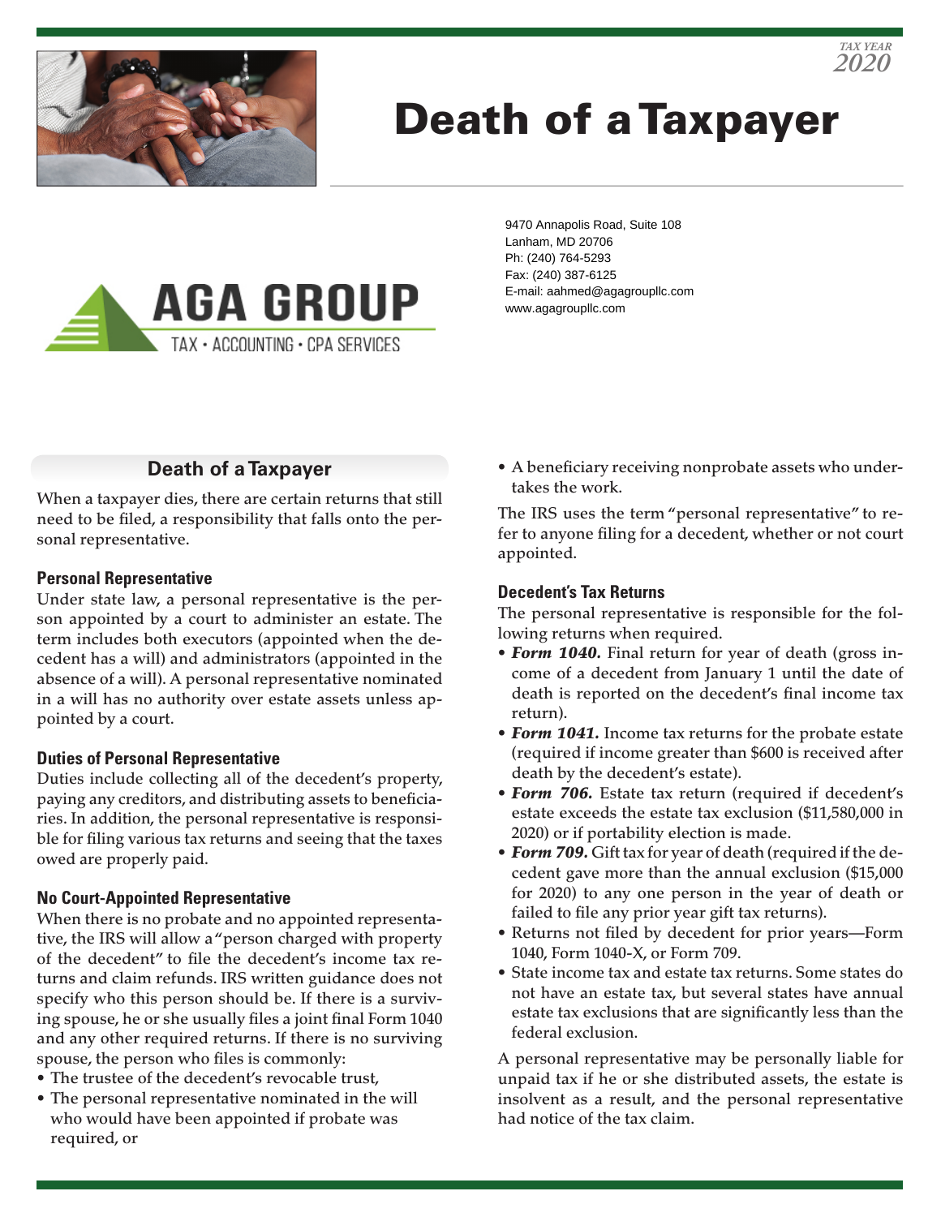TAX YEAR
2020

# Death of a Taxpayer

AGA GROUP
TAX • ACCOUNTING • CPA SERVICES

9470 Annapolis Road, Suite 108
Lanham, MD 20706
Ph: (240) 764-5293
Fax: (240) 387-6125
E-mail: aahmed@agagroupllc.com
www.agagroupllc.com

## Death of a Taxpayer

When a taxpayer dies, there are certain returns that still need to be filed, a responsibility that falls onto the personal representative.

### Personal Representative

Under state law, a personal representative is the person appointed by a court to administer an estate. The term includes both executors (appointed when the decedent has a will) and administrators (appointed in the absence of a will). A personal representative nominated in a will has no authority over estate assets unless appointed by a court.

### Duties of Personal Representative

Duties include collecting all of the decedent's property, paying any creditors, and distributing assets to beneficiaries. In addition, the personal representative is responsible for filing various tax returns and seeing that the taxes owed are properly paid.

### No Court-Appointed Representative

When there is no probate and no appointed representative, the IRS will allow a "person charged with property of the decedent" to file the decedent's income tax returns and claim refunds. IRS written guidance does not specify who this person should be. If there is a surviving spouse, he or she usually files a joint final Form 1040 and any other required returns. If there is no surviving spouse, the person who files is commonly:

- The trustee of the decedent's revocable trust,
- The personal representative nominated in the will who would have been appointed if probate was required, or
- A beneficiary receiving nonprobate assets who undertakes the work.

The IRS uses the term "personal representative" to refer to anyone filing for a decedent, whether or not court appointed.

### Decedent's Tax Returns

The personal representative is responsible for the following returns when required.

- ***Form 1040.*** Final return for year of death (gross income of a decedent from January 1 until the date of death is reported on the decedent's final income tax return).
- ***Form 1041.*** Income tax returns for the probate estate (required if income greater than $600 is received after death by the decedent's estate).
- ***Form 706.*** Estate tax return (required if decedent's estate exceeds the estate tax exclusion ($11,580,000 in 2020) or if portability election is made.
- ***Form 709.*** Gift tax for year of death (required if the decedent gave more than the annual exclusion ($15,000 for 2020) to any one person in the year of death or failed to file any prior year gift tax returns).
- Returns not filed by decedent for prior years—Form 1040, Form 1040-X, or Form 709.
- State income tax and estate tax returns. Some states do not have an estate tax, but several states have annual estate tax exclusions that are significantly less than the federal exclusion.

A personal representative may be personally liable for unpaid tax if he or she distributed assets, the estate is insolvent as a result, and the personal representative had notice of the tax claim.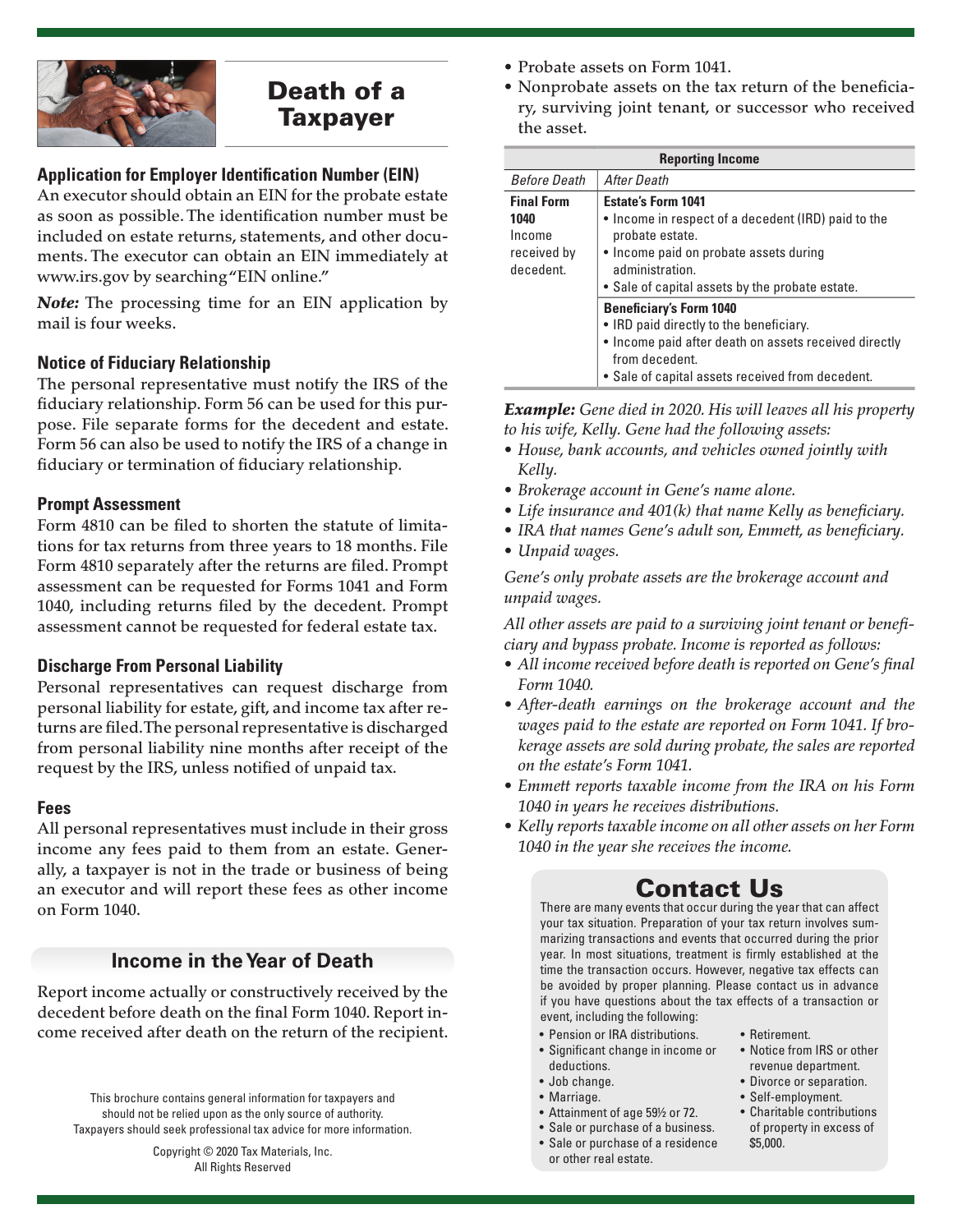# Death of a Taxpayer

### Application for Employer Identification Number (EIN)

An executor should obtain an EIN for the probate estate as soon as possible. The identification number must be included on estate returns, statements, and other documents. The executor can obtain an EIN immediately at www.irs.gov by searching "EIN online."

***Note:*** The processing time for an EIN application by mail is four weeks.

### Notice of Fiduciary Relationship

The personal representative must notify the IRS of the fiduciary relationship. Form 56 can be used for this purpose. File separate forms for the decedent and estate. Form 56 can also be used to notify the IRS of a change in fiduciary or termination of fiduciary relationship.

### Prompt Assessment

Form 4810 can be filed to shorten the statute of limitations for tax returns from three years to 18 months. File Form 4810 separately after the returns are filed. Prompt assessment can be requested for Forms 1041 and Form 1040, including returns filed by the decedent. Prompt assessment cannot be requested for federal estate tax.

### Discharge From Personal Liability

Personal representatives can request discharge from personal liability for estate, gift, and income tax after returns are filed. The personal representative is discharged from personal liability nine months after receipt of the request by the IRS, unless notified of unpaid tax.

### Fees

All personal representatives must include in their gross income any fees paid to them from an estate. Generally, a taxpayer is not in the trade or business of being an executor and will report these fees as other income on Form 1040.

## Income in the Year of Death

Report income actually or constructively received by the decedent before death on the final Form 1040. Report income received after death on the return of the recipient.

- Probate assets on Form 1041.
- Nonprobate assets on the tax return of the beneficiary, surviving joint tenant, or successor who received the asset.

| Reporting Income | |
|---|---|
| *Before Death* | *After Death* |
| **Final Form 1040** Income received by decedent. | **Estate's Form 1041** • Income in respect of a decedent (IRD) paid to the probate estate. • Income paid on probate assets during administration. • Sale of capital assets by the probate estate. |
| | **Beneficiary's Form 1040** • IRD paid directly to the beneficiary. • Income paid after death on assets received directly from decedent. • Sale of capital assets received from decedent. |

***Example:*** *Gene died in 2020. His will leaves all his property to his wife, Kelly. Gene had the following assets:*

- *House, bank accounts, and vehicles owned jointly with Kelly.*
- *Brokerage account in Gene's name alone.*
- *Life insurance and 401(k) that name Kelly as beneficiary.*
- *IRA that names Gene's adult son, Emmett, as beneficiary.*
- *Unpaid wages.*

*Gene's only probate assets are the brokerage account and unpaid wages.*

*All other assets are paid to a surviving joint tenant or beneficiary and bypass probate. Income is reported as follows:*

- *All income received before death is reported on Gene's final Form 1040.*
- *After-death earnings on the brokerage account and the wages paid to the estate are reported on Form 1041. If brokerage assets are sold during probate, the sales are reported on the estate's Form 1041.*
- *Emmett reports taxable income from the IRA on his Form 1040 in years he receives distributions.*
- *Kelly reports taxable income on all other assets on her Form 1040 in the year she receives the income.*

## Contact Us

There are many events that occur during the year that can affect your tax situation. Preparation of your tax return involves summarizing transactions and events that occurred during the prior year. In most situations, treatment is firmly established at the time the transaction occurs. However, negative tax effects can be avoided by proper planning. Please contact us in advance if you have questions about the tax effects of a transaction or event, including the following:

- Pension or IRA distributions.
- Significant change in income or deductions.
- Job change.
- Marriage.
- Attainment of age 59½ or 72.
- Sale or purchase of a business.
- Sale or purchase of a residence or other real estate.
- Retirement.
- Notice from IRS or other revenue department.
- Divorce or separation.
- Self-employment.
- Charitable contributions of property in excess of $5,000.

This brochure contains general information for taxpayers and should not be relied upon as the only source of authority. Taxpayers should seek professional tax advice for more information.

Copyright © 2020 Tax Materials, Inc.
All Rights Reserved